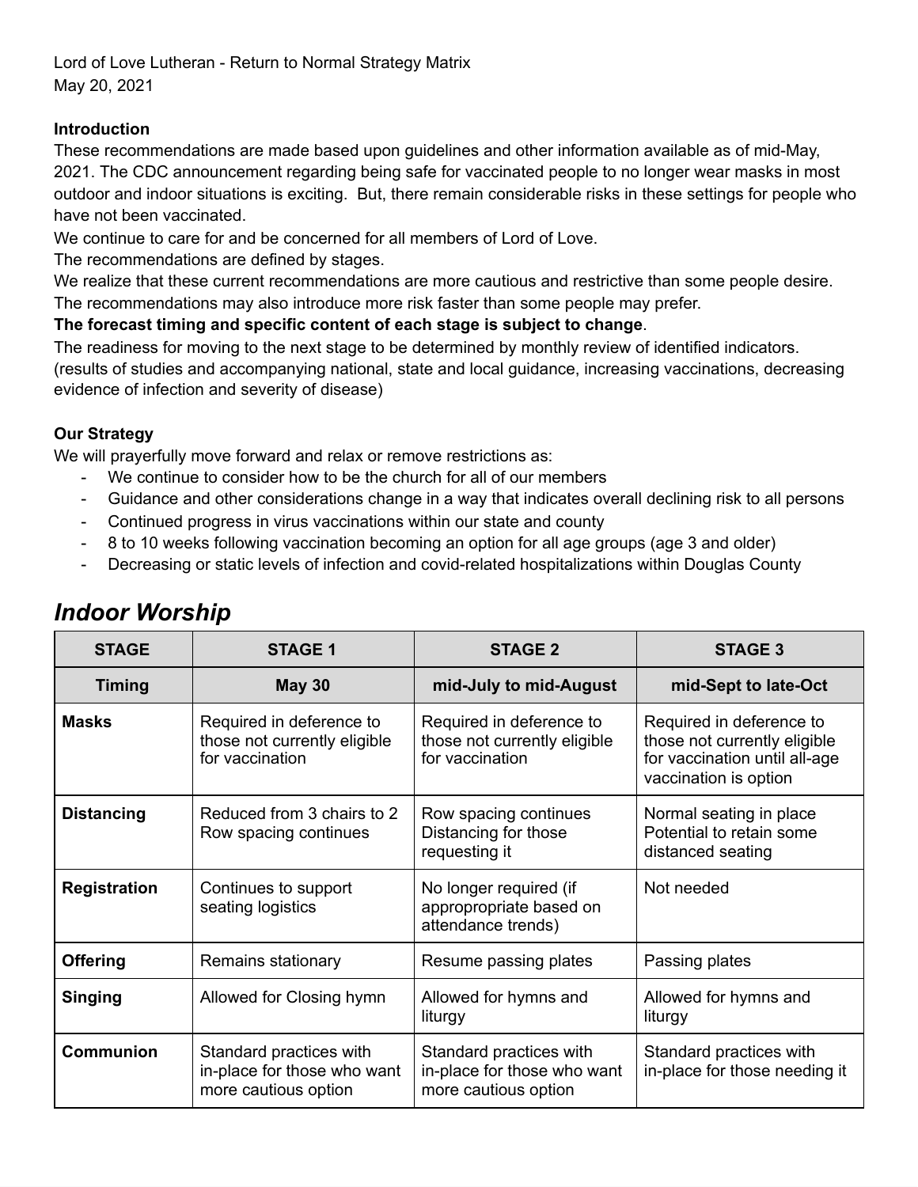Lord of Love Lutheran - Return to Normal Strategy Matrix
May 20, 2021

**Introduction**

These recommendations are made based upon guidelines and other information available as of mid-May, 2021. The CDC announcement regarding being safe for vaccinated people to no longer wear masks in most outdoor and indoor situations is exciting. But, there remain considerable risks in these settings for people who have not been vaccinated.

We continue to care for and be concerned for all members of Lord of Love.

The recommendations are defined by stages.

We realize that these current recommendations are more cautious and restrictive than some people desire. The recommendations may also introduce more risk faster than some people may prefer.

**The forecast timing and specific content of each stage is subject to change**.

The readiness for moving to the next stage to be determined by monthly review of identified indicators. (results of studies and accompanying national, state and local guidance, increasing vaccinations, decreasing evidence of infection and severity of disease)

**Our Strategy**

We will prayerfully move forward and relax or remove restrictions as:

- We continue to consider how to be the church for all of our members
- Guidance and other considerations change in a way that indicates overall declining risk to all persons
- Continued progress in virus vaccinations within our state and county
- 8 to 10 weeks following vaccination becoming an option for all age groups (age 3 and older)
- Decreasing or static levels of infection and covid-related hospitalizations within Douglas County

## *Indoor Worship*

| STAGE | STAGE 1 | STAGE 2 | STAGE 3 |
|---|---|---|---|
| **Timing** | **May 30** | **mid-July to mid-August** | **mid-Sept to late-Oct** |
| **Masks** | Required in deference to those not currently eligible for vaccination | Required in deference to those not currently eligible for vaccination | Required in deference to those not currently eligible for vaccination until all-age vaccination is option |
| **Distancing** | Reduced from 3 chairs to 2<br>Row spacing continues | Row spacing continues<br>Distancing for those requesting it | Normal seating in place<br>Potential to retain some distanced seating |
| **Registration** | Continues to support seating logistics | No longer required (if approprpriate based on attendance trends) | Not needed |
| **Offering** | Remains stationary | Resume passing plates | Passing plates |
| **Singing** | Allowed for Closing hymn | Allowed for hymns and liturgy | Allowed for hymns and liturgy |
| **Communion** | Standard practices with in-place for those who want more cautious option | Standard practices with in-place for those who want more cautious option | Standard practices with in-place for those needing it |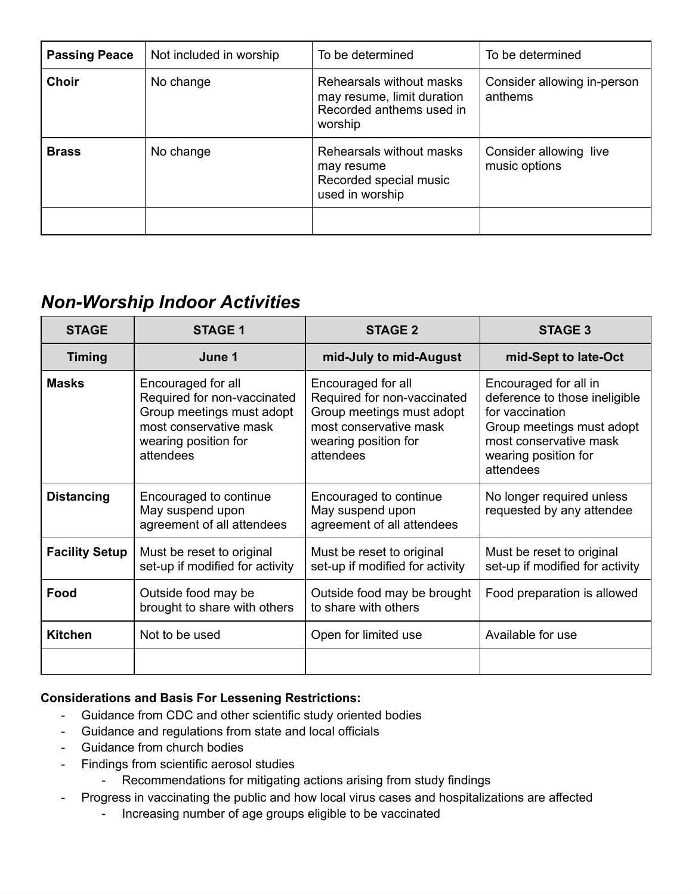| Passing Peace | Not included in worship | To be determined | To be determined |
|---|---|---|---|
| **Choir** | No change | Rehearsals without masks may resume, limit duration<br>Recorded anthems used in worship | Consider allowing in-person anthems |
| **Brass** | No change | Rehearsals without masks may resume<br>Recorded special music used in worship | Consider allowing live music options |
| | | | |

## *Non-Worship Indoor Activities*

| STAGE | STAGE 1 | STAGE 2 | STAGE 3 |
|---|---|---|---|
| **Timing** | **June 1** | **mid-July to mid-August** | **mid-Sept to late-Oct** |
| **Masks** | Encouraged for all<br>Required for non-vaccinated<br>Group meetings must adopt most conservative mask wearing position for attendees | Encouraged for all<br>Required for non-vaccinated<br>Group meetings must adopt most conservative mask wearing position for attendees | Encouraged for all in deference to those ineligible for vaccination<br>Group meetings must adopt most conservative mask wearing position for attendees |
| **Distancing** | Encouraged to continue<br>May suspend upon agreement of all attendees | Encouraged to continue<br>May suspend upon agreement of all attendees | No longer required unless requested by any attendee |
| **Facility Setup** | Must be reset to original set-up if modified for activity | Must be reset to original set-up if modified for activity | Must be reset to original set-up if modified for activity |
| **Food** | Outside food may be brought to share with others | Outside food may be brought to share with others | Food preparation is allowed |
| **Kitchen** | Not to be used | Open for limited use | Available for use |
| | | | |

**Considerations and Basis For Lessening Restrictions:**

- Guidance from CDC and other scientific study oriented bodies
- Guidance and regulations from state and local officials
- Guidance from church bodies
- Findings from scientific aerosol studies
    - Recommendations for mitigating actions arising from study findings
- Progress in vaccinating the public and how local virus cases and hospitalizations are affected
    - Increasing number of age groups eligible to be vaccinated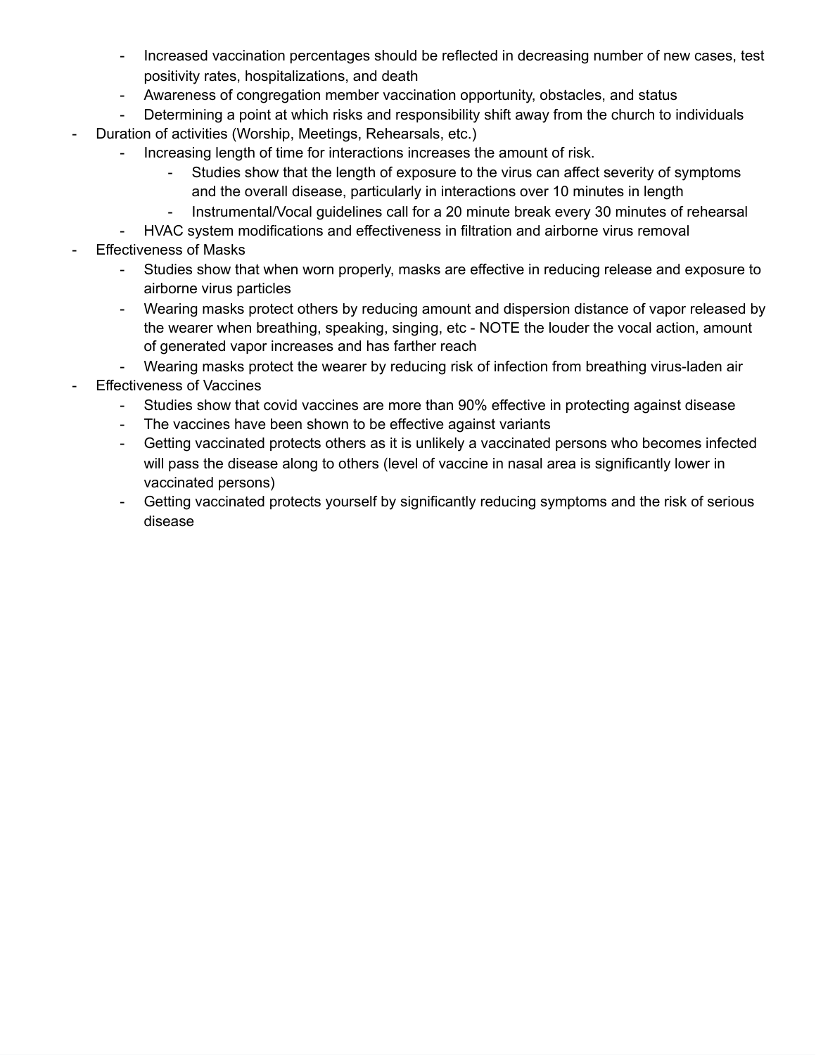- Increased vaccination percentages should be reflected in decreasing number of new cases, test positivity rates, hospitalizations, and death
    - Awareness of congregation member vaccination opportunity, obstacles, and status
    - Determining a point at which risks and responsibility shift away from the church to individuals
- Duration of activities (Worship, Meetings, Rehearsals, etc.)
    - Increasing length of time for interactions increases the amount of risk.
        - Studies show that the length of exposure to the virus can affect severity of symptoms and the overall disease, particularly in interactions over 10 minutes in length
        - Instrumental/Vocal guidelines call for a 20 minute break every 30 minutes of rehearsal
    - HVAC system modifications and effectiveness in filtration and airborne virus removal
- Effectiveness of Masks
    - Studies show that when worn properly, masks are effective in reducing release and exposure to airborne virus particles
    - Wearing masks protect others by reducing amount and dispersion distance of vapor released by the wearer when breathing, speaking, singing, etc - NOTE the louder the vocal action, amount of generated vapor increases and has farther reach
    - Wearing masks protect the wearer by reducing risk of infection from breathing virus-laden air
- Effectiveness of Vaccines
    - Studies show that covid vaccines are more than 90% effective in protecting against disease
    - The vaccines have been shown to be effective against variants
    - Getting vaccinated protects others as it is unlikely a vaccinated persons who becomes infected will pass the disease along to others (level of vaccine in nasal area is significantly lower in vaccinated persons)
    - Getting vaccinated protects yourself by significantly reducing symptoms and the risk of serious disease